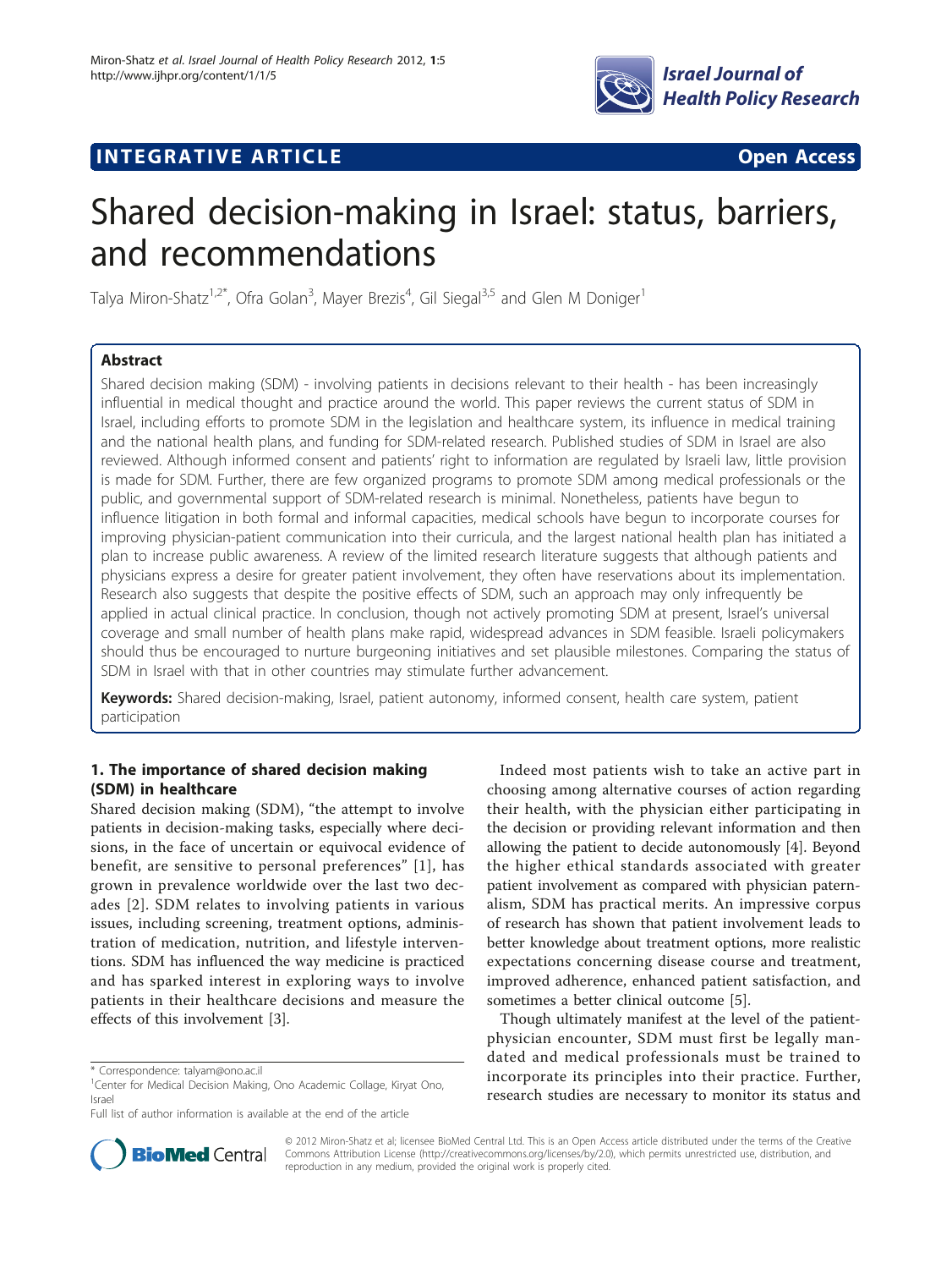INTEGRATIVE ARTICLE Open Access

# Shared decision-making in Israel: status, barriers, and recommendations

Talya Miron-Shatz[1,2*], Ofra Golan[3], Mayer Brezis[4], Gil Siegal[3,5] and Glen M Doniger[1]

## Abstract

Shared decision making (SDM) - involving patients in decisions relevant to their health - has been increasingly influential in medical thought and practice around the world. This paper reviews the current status of SDM in Israel, including efforts to promote SDM in the legislation and healthcare system, its influence in medical training and the national health plans, and funding for SDM-related research. Published studies of SDM in Israel are also reviewed. Although informed consent and patients' right to information are regulated by Israeli law, little provision is made for SDM. Further, there are few organized programs to promote SDM among medical professionals or the public, and governmental support of SDM-related research is minimal. Nonetheless, patients have begun to influence litigation in both formal and informal capacities, medical schools have begun to incorporate courses for improving physician-patient communication into their curricula, and the largest national health plan has initiated a plan to increase public awareness. A review of the limited research literature suggests that although patients and physicians express a desire for greater patient involvement, they often have reservations about its implementation. Research also suggests that despite the positive effects of SDM, such an approach may only infrequently be applied in actual clinical practice. In conclusion, though not actively promoting SDM at present, Israel's universal coverage and small number of health plans make rapid, widespread advances in SDM feasible. Israeli policymakers should thus be encouraged to nurture burgeoning initiatives and set plausible milestones. Comparing the status of SDM in Israel with that in other countries may stimulate further advancement.

**Keywords:** Shared decision-making, Israel, patient autonomy, informed consent, health care system, patient participation

## 1. The importance of shared decision making (SDM) in healthcare

Shared decision making (SDM), "the attempt to involve patients in decision-making tasks, especially where decisions, in the face of uncertain or equivocal evidence of benefit, are sensitive to personal preferences" [1], has grown in prevalence worldwide over the last two decades [2]. SDM relates to involving patients in various issues, including screening, treatment options, administration of medication, nutrition, and lifestyle interventions. SDM has influenced the way medicine is practiced and has sparked interest in exploring ways to involve patients in their healthcare decisions and measure the effects of this involvement [3].

Indeed most patients wish to take an active part in choosing among alternative courses of action regarding their health, with the physician either participating in the decision or providing relevant information and then allowing the patient to decide autonomously [4]. Beyond the higher ethical standards associated with greater patient involvement as compared with physician paternalism, SDM has practical merits. An impressive corpus of research has shown that patient involvement leads to better knowledge about treatment options, more realistic expectations concerning disease course and treatment, improved adherence, enhanced patient satisfaction, and sometimes a better clinical outcome [5].

Though ultimately manifest at the level of the patient-physician encounter, SDM must first be legally mandated and medical professionals must be trained to incorporate its principles into their practice. Further, research studies are necessary to monitor its status and

\* Correspondence: talyam@ono.ac.il
[1]Center for Medical Decision Making, Ono Academic Collage, Kiryat Ono, Israel
Full list of author information is available at the end of the article

© 2012 Miron-Shatz et al; licensee BioMed Central Ltd. This is an Open Access article distributed under the terms of the Creative Commons Attribution License (http://creativecommons.org/licenses/by/2.0), which permits unrestricted use, distribution, and reproduction in any medium, provided the original work is properly cited.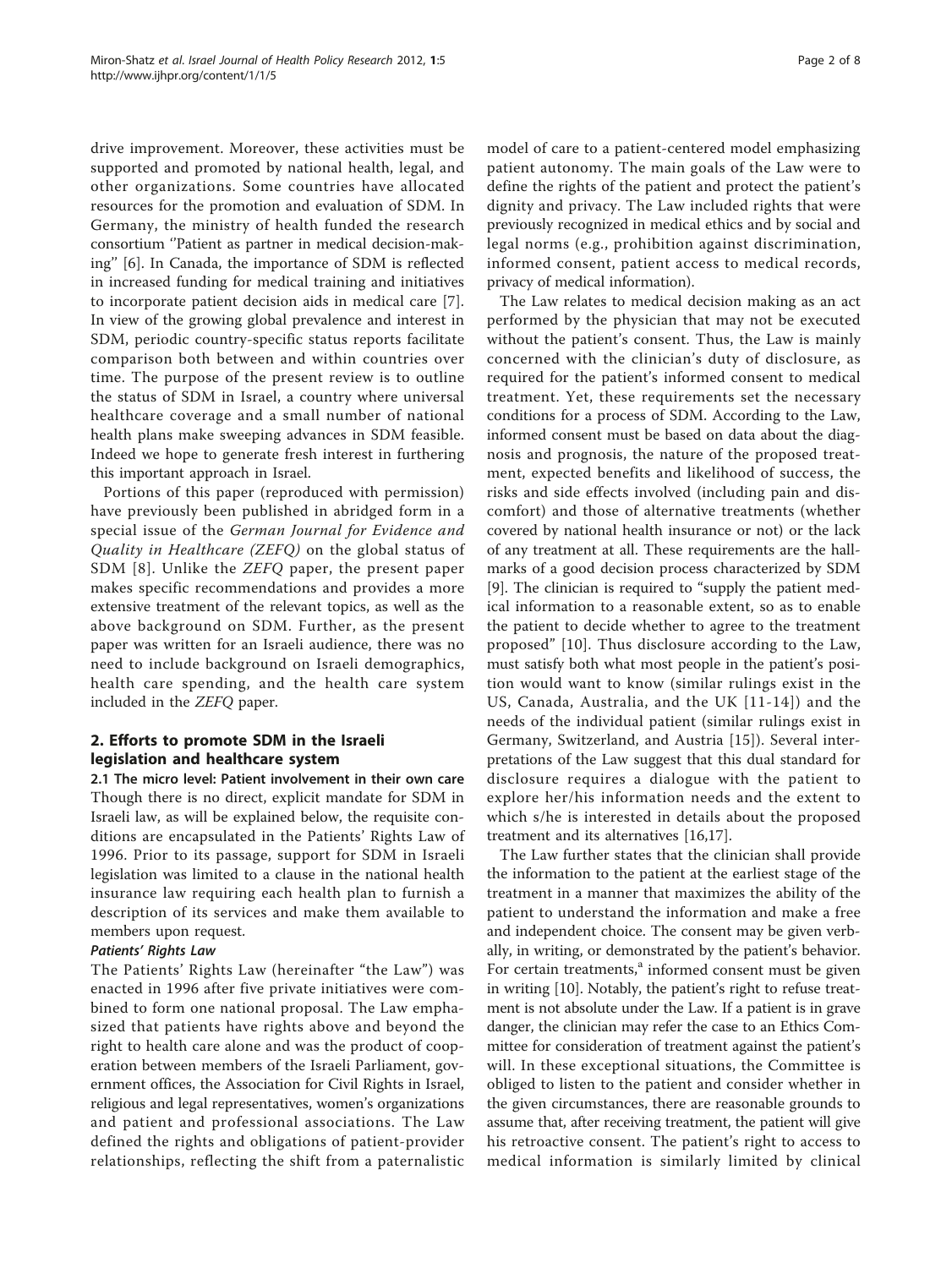drive improvement. Moreover, these activities must be supported and promoted by national health, legal, and other organizations. Some countries have allocated resources for the promotion and evaluation of SDM. In Germany, the ministry of health funded the research consortium ''Patient as partner in medical decision-making'' [6]. In Canada, the importance of SDM is reflected in increased funding for medical training and initiatives to incorporate patient decision aids in medical care [7]. In view of the growing global prevalence and interest in SDM, periodic country-specific status reports facilitate comparison both between and within countries over time. The purpose of the present review is to outline the status of SDM in Israel, a country where universal healthcare coverage and a small number of national health plans make sweeping advances in SDM feasible. Indeed we hope to generate fresh interest in furthering this important approach in Israel.

Portions of this paper (reproduced with permission) have previously been published in abridged form in a special issue of the *German Journal for Evidence and Quality in Healthcare (ZEFQ)* on the global status of SDM [8]. Unlike the *ZEFQ* paper, the present paper makes specific recommendations and provides a more extensive treatment of the relevant topics, as well as the above background on SDM. Further, as the present paper was written for an Israeli audience, there was no need to include background on Israeli demographics, health care spending, and the health care system included in the *ZEFQ* paper.

## 2. Efforts to promote SDM in the Israeli legislation and healthcare system

### 2.1 The micro level: Patient involvement in their own care

Though there is no direct, explicit mandate for SDM in Israeli law, as will be explained below, the requisite conditions are encapsulated in the Patients' Rights Law of 1996. Prior to its passage, support for SDM in Israeli legislation was limited to a clause in the national health insurance law requiring each health plan to furnish a description of its services and make them available to members upon request.

#### *Patients' Rights Law*

The Patients' Rights Law (hereinafter "the Law") was enacted in 1996 after five private initiatives were combined to form one national proposal. The Law emphasized that patients have rights above and beyond the right to health care alone and was the product of cooperation between members of the Israeli Parliament, government offices, the Association for Civil Rights in Israel, religious and legal representatives, women's organizations and patient and professional associations. The Law defined the rights and obligations of patient-provider relationships, reflecting the shift from a paternalistic model of care to a patient-centered model emphasizing patient autonomy. The main goals of the Law were to define the rights of the patient and protect the patient's dignity and privacy. The Law included rights that were previously recognized in medical ethics and by social and legal norms (e.g., prohibition against discrimination, informed consent, patient access to medical records, privacy of medical information).

The Law relates to medical decision making as an act performed by the physician that may not be executed without the patient's consent. Thus, the Law is mainly concerned with the clinician's duty of disclosure, as required for the patient's informed consent to medical treatment. Yet, these requirements set the necessary conditions for a process of SDM. According to the Law, informed consent must be based on data about the diagnosis and prognosis, the nature of the proposed treatment, expected benefits and likelihood of success, the risks and side effects involved (including pain and discomfort) and those of alternative treatments (whether covered by national health insurance or not) or the lack of any treatment at all. These requirements are the hallmarks of a good decision process characterized by SDM [9]. The clinician is required to "supply the patient medical information to a reasonable extent, so as to enable the patient to decide whether to agree to the treatment proposed" [10]. Thus disclosure according to the Law, must satisfy both what most people in the patient's position would want to know (similar rulings exist in the US, Canada, Australia, and the UK [11-14]) and the needs of the individual patient (similar rulings exist in Germany, Switzerland, and Austria [15]). Several interpretations of the Law suggest that this dual standard for disclosure requires a dialogue with the patient to explore her/his information needs and the extent to which s/he is interested in details about the proposed treatment and its alternatives [16,17].

The Law further states that the clinician shall provide the information to the patient at the earliest stage of the treatment in a manner that maximizes the ability of the patient to understand the information and make a free and independent choice. The consent may be given verbally, in writing, or demonstrated by the patient's behavior. For certain treatments,[a] informed consent must be given in writing [10]. Notably, the patient's right to refuse treatment is not absolute under the Law. If a patient is in grave danger, the clinician may refer the case to an Ethics Committee for consideration of treatment against the patient's will. In these exceptional situations, the Committee is obliged to listen to the patient and consider whether in the given circumstances, there are reasonable grounds to assume that, after receiving treatment, the patient will give his retroactive consent. The patient's right to access to medical information is similarly limited by clinical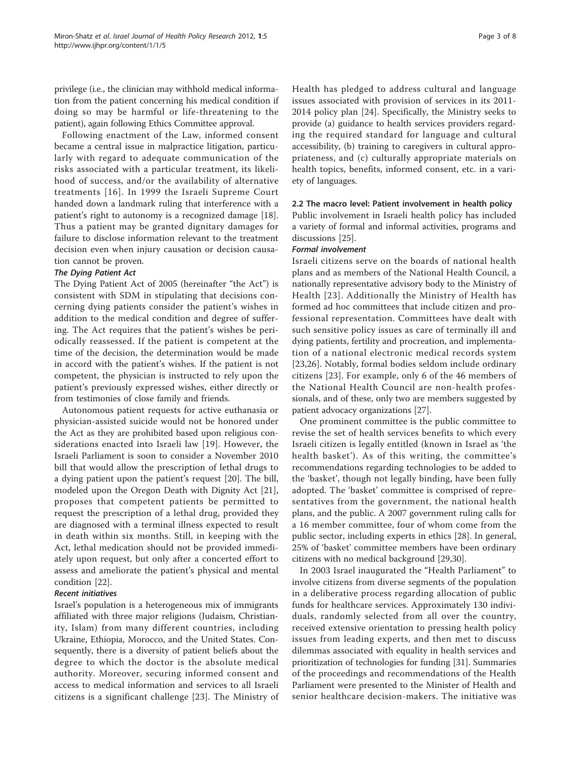privilege (i.e., the clinician may withhold medical information from the patient concerning his medical condition if doing so may be harmful or life-threatening to the patient), again following Ethics Committee approval.

Following enactment of the Law, informed consent became a central issue in malpractice litigation, particularly with regard to adequate communication of the risks associated with a particular treatment, its likelihood of success, and/or the availability of alternative treatments [16]. In 1999 the Israeli Supreme Court handed down a landmark ruling that interference with a patient's right to autonomy is a recognized damage [18]. Thus a patient may be granted dignitary damages for failure to disclose information relevant to the treatment decision even when injury causation or decision causation cannot be proven.

#### *The Dying Patient Act*

The Dying Patient Act of 2005 (hereinafter "the Act") is consistent with SDM in stipulating that decisions concerning dying patients consider the patient's wishes in addition to the medical condition and degree of suffering. The Act requires that the patient's wishes be periodically reassessed. If the patient is competent at the time of the decision, the determination would be made in accord with the patient's wishes. If the patient is not competent, the physician is instructed to rely upon the patient's previously expressed wishes, either directly or from testimonies of close family and friends.

Autonomous patient requests for active euthanasia or physician-assisted suicide would not be honored under the Act as they are prohibited based upon religious considerations enacted into Israeli law [19]. However, the Israeli Parliament is soon to consider a November 2010 bill that would allow the prescription of lethal drugs to a dying patient upon the patient's request [20]. The bill, modeled upon the Oregon Death with Dignity Act [21], proposes that competent patients be permitted to request the prescription of a lethal drug, provided they are diagnosed with a terminal illness expected to result in death within six months. Still, in keeping with the Act, lethal medication should not be provided immediately upon request, but only after a concerted effort to assess and ameliorate the patient's physical and mental condition [22].

#### *Recent initiatives*

Israel's population is a heterogeneous mix of immigrants affiliated with three major religions (Judaism, Christianity, Islam) from many different countries, including Ukraine, Ethiopia, Morocco, and the United States. Consequently, there is a diversity of patient beliefs about the degree to which the doctor is the absolute medical authority. Moreover, securing informed consent and access to medical information and services to all Israeli citizens is a significant challenge [23]. The Ministry of Health has pledged to address cultural and language issues associated with provision of services in its 2011-2014 policy plan [24]. Specifically, the Ministry seeks to provide (a) guidance to health services providers regarding the required standard for language and cultural accessibility, (b) training to caregivers in cultural appropriateness, and (c) culturally appropriate materials on health topics, benefits, informed consent, etc. in a variety of languages.

### 2.2 The macro level: Patient involvement in health policy

Public involvement in Israeli health policy has included a variety of formal and informal activities, programs and discussions [25].

#### *Formal involvement*

Israeli citizens serve on the boards of national health plans and as members of the National Health Council, a nationally representative advisory body to the Ministry of Health [23]. Additionally the Ministry of Health has formed ad hoc committees that include citizen and professional representation. Committees have dealt with such sensitive policy issues as care of terminally ill and dying patients, fertility and procreation, and implementation of a national electronic medical records system [23,26]. Notably, formal bodies seldom include ordinary citizens [23]. For example, only 6 of the 46 members of the National Health Council are non-health professionals, and of these, only two are members suggested by patient advocacy organizations [27].

One prominent committee is the public committee to revise the set of health services benefits to which every Israeli citizen is legally entitled (known in Israel as 'the health basket'). As of this writing, the committee's recommendations regarding technologies to be added to the 'basket', though not legally binding, have been fully adopted. The 'basket' committee is comprised of representatives from the government, the national health plans, and the public. A 2007 government ruling calls for a 16 member committee, four of whom come from the public sector, including experts in ethics [28]. In general, 25% of 'basket' committee members have been ordinary citizens with no medical background [29,30].

In 2003 Israel inaugurated the "Health Parliament" to involve citizens from diverse segments of the population in a deliberative process regarding allocation of public funds for healthcare services. Approximately 130 individuals, randomly selected from all over the country, received extensive orientation to pressing health policy issues from leading experts, and then met to discuss dilemmas associated with equality in health services and prioritization of technologies for funding [31]. Summaries of the proceedings and recommendations of the Health Parliament were presented to the Minister of Health and senior healthcare decision-makers. The initiative was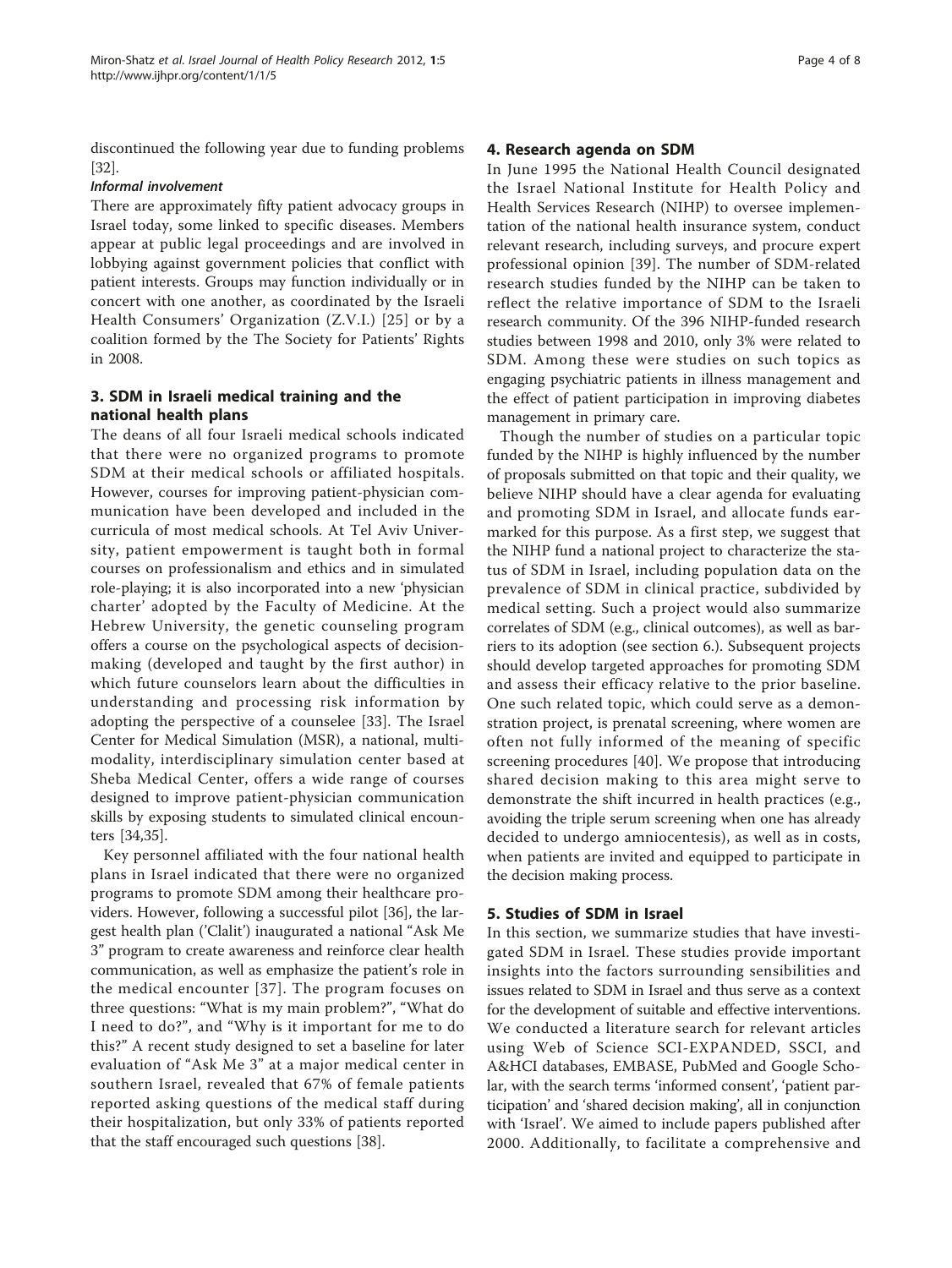discontinued the following year due to funding problems [32].

#### *Informal involvement*

There are approximately fifty patient advocacy groups in Israel today, some linked to specific diseases. Members appear at public legal proceedings and are involved in lobbying against government policies that conflict with patient interests. Groups may function individually or in concert with one another, as coordinated by the Israeli Health Consumers' Organization (Z.V.I.) [25] or by a coalition formed by the The Society for Patients' Rights in 2008.

## 3. SDM in Israeli medical training and the national health plans

The deans of all four Israeli medical schools indicated that there were no organized programs to promote SDM at their medical schools or affiliated hospitals. However, courses for improving patient-physician communication have been developed and included in the curricula of most medical schools. At Tel Aviv University, patient empowerment is taught both in formal courses on professionalism and ethics and in simulated role-playing; it is also incorporated into a new 'physician charter' adopted by the Faculty of Medicine. At the Hebrew University, the genetic counseling program offers a course on the psychological aspects of decision-making (developed and taught by the first author) in which future counselors learn about the difficulties in understanding and processing risk information by adopting the perspective of a counselee [33]. The Israel Center for Medical Simulation (MSR), a national, multi-modality, interdisciplinary simulation center based at Sheba Medical Center, offers a wide range of courses designed to improve patient-physician communication skills by exposing students to simulated clinical encounters [34,35].

Key personnel affiliated with the four national health plans in Israel indicated that there were no organized programs to promote SDM among their healthcare providers. However, following a successful pilot [36], the largest health plan ('Clalit') inaugurated a national "Ask Me 3" program to create awareness and reinforce clear health communication, as well as emphasize the patient's role in the medical encounter [37]. The program focuses on three questions: "What is my main problem?", "What do I need to do?", and "Why is it important for me to do this?" A recent study designed to set a baseline for later evaluation of "Ask Me 3" at a major medical center in southern Israel, revealed that 67% of female patients reported asking questions of the medical staff during their hospitalization, but only 33% of patients reported that the staff encouraged such questions [38].

## 4. Research agenda on SDM

In June 1995 the National Health Council designated the Israel National Institute for Health Policy and Health Services Research (NIHP) to oversee implementation of the national health insurance system, conduct relevant research, including surveys, and procure expert professional opinion [39]. The number of SDM-related research studies funded by the NIHP can be taken to reflect the relative importance of SDM to the Israeli research community. Of the 396 NIHP-funded research studies between 1998 and 2010, only 3% were related to SDM. Among these were studies on such topics as engaging psychiatric patients in illness management and the effect of patient participation in improving diabetes management in primary care.

Though the number of studies on a particular topic funded by the NIHP is highly influenced by the number of proposals submitted on that topic and their quality, we believe NIHP should have a clear agenda for evaluating and promoting SDM in Israel, and allocate funds earmarked for this purpose. As a first step, we suggest that the NIHP fund a national project to characterize the status of SDM in Israel, including population data on the prevalence of SDM in clinical practice, subdivided by medical setting. Such a project would also summarize correlates of SDM (e.g., clinical outcomes), as well as barriers to its adoption (see section 6.). Subsequent projects should develop targeted approaches for promoting SDM and assess their efficacy relative to the prior baseline. One such related topic, which could serve as a demonstration project, is prenatal screening, where women are often not fully informed of the meaning of specific screening procedures [40]. We propose that introducing shared decision making to this area might serve to demonstrate the shift incurred in health practices (e.g., avoiding the triple serum screening when one has already decided to undergo amniocentesis), as well as in costs, when patients are invited and equipped to participate in the decision making process.

## 5. Studies of SDM in Israel

In this section, we summarize studies that have investigated SDM in Israel. These studies provide important insights into the factors surrounding sensibilities and issues related to SDM in Israel and thus serve as a context for the development of suitable and effective interventions. We conducted a literature search for relevant articles using Web of Science SCI-EXPANDED, SSCI, and A&HCI databases, EMBASE, PubMed and Google Scholar, with the search terms 'informed consent', 'patient participation' and 'shared decision making', all in conjunction with 'Israel'. We aimed to include papers published after 2000. Additionally, to facilitate a comprehensive and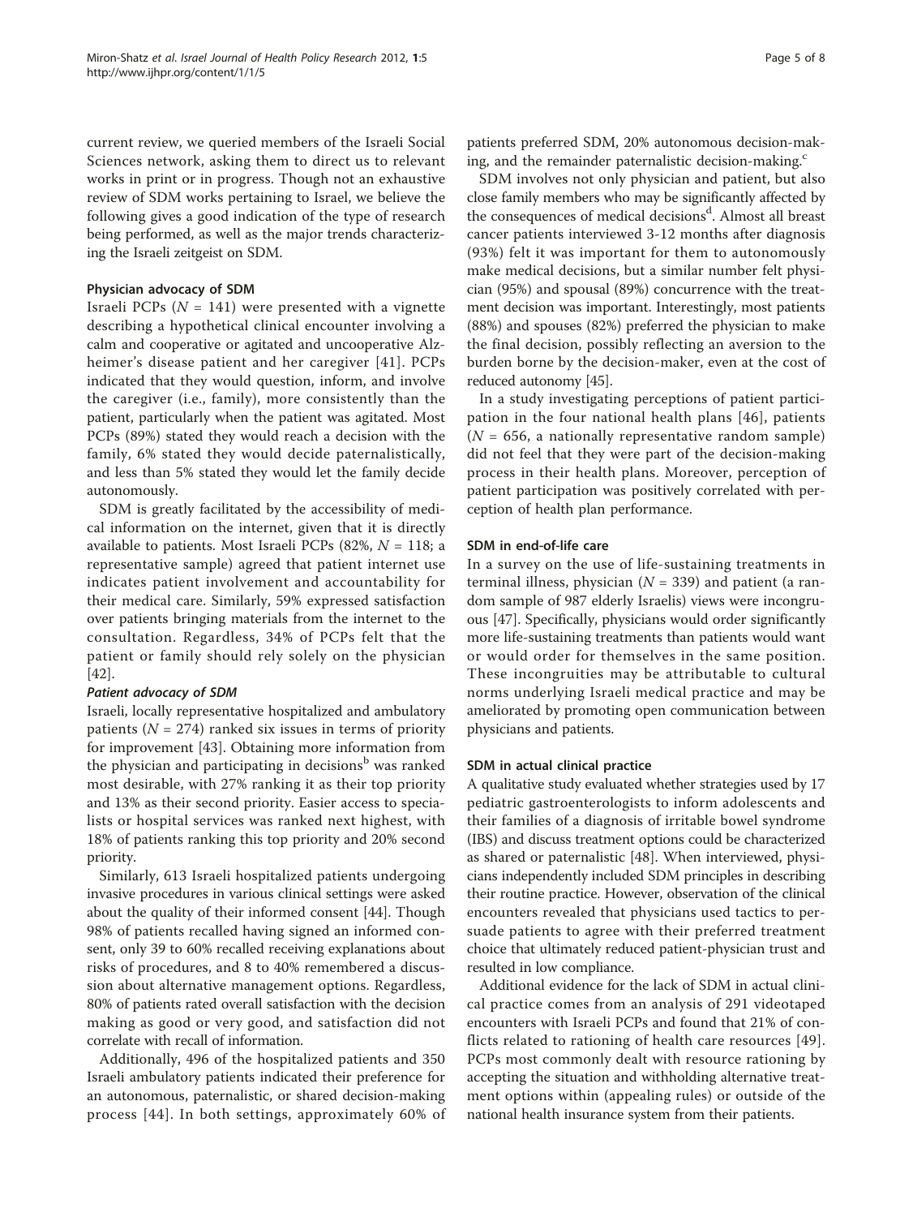current review, we queried members of the Israeli Social Sciences network, asking them to direct us to relevant works in print or in progress. Though not an exhaustive review of SDM works pertaining to Israel, we believe the following gives a good indication of the type of research being performed, as well as the major trends characterizing the Israeli zeitgeist on SDM.

### Physician advocacy of SDM

Israeli PCPs ($N$ = 141) were presented with a vignette describing a hypothetical clinical encounter involving a calm and cooperative or agitated and uncooperative Alzheimer's disease patient and her caregiver [41]. PCPs indicated that they would question, inform, and involve the caregiver (i.e., family), more consistently than the patient, particularly when the patient was agitated. Most PCPs (89%) stated they would reach a decision with the family, 6% stated they would decide paternalistically, and less than 5% stated they would let the family decide autonomously.

SDM is greatly facilitated by the accessibility of medical information on the internet, given that it is directly available to patients. Most Israeli PCPs (82%, $N$ = 118; a representative sample) agreed that patient internet use indicates patient involvement and accountability for their medical care. Similarly, 59% expressed satisfaction over patients bringing materials from the internet to the consultation. Regardless, 34% of PCPs felt that the patient or family should rely solely on the physician [42].

#### *Patient advocacy of SDM*

Israeli, locally representative hospitalized and ambulatory patients ($N$ = 274) ranked six issues in terms of priority for improvement [43]. Obtaining more information from the physician and participating in decisions[b] was ranked most desirable, with 27% ranking it as their top priority and 13% as their second priority. Easier access to specialists or hospital services was ranked next highest, with 18% of patients ranking this top priority and 20% second priority.

Similarly, 613 Israeli hospitalized patients undergoing invasive procedures in various clinical settings were asked about the quality of their informed consent [44]. Though 98% of patients recalled having signed an informed consent, only 39 to 60% recalled receiving explanations about risks of procedures, and 8 to 40% remembered a discussion about alternative management options. Regardless, 80% of patients rated overall satisfaction with the decision making as good or very good, and satisfaction did not correlate with recall of information.

Additionally, 496 of the hospitalized patients and 350 Israeli ambulatory patients indicated their preference for an autonomous, paternalistic, or shared decision-making process [44]. In both settings, approximately 60% of patients preferred SDM, 20% autonomous decision-making, and the remainder paternalistic decision-making.[c]

SDM involves not only physician and patient, but also close family members who may be significantly affected by the consequences of medical decisions[d]. Almost all breast cancer patients interviewed 3-12 months after diagnosis (93%) felt it was important for them to autonomously make medical decisions, but a similar number felt physician (95%) and spousal (89%) concurrence with the treatment decision was important. Interestingly, most patients (88%) and spouses (82%) preferred the physician to make the final decision, possibly reflecting an aversion to the burden borne by the decision-maker, even at the cost of reduced autonomy [45].

In a study investigating perceptions of patient participation in the four national health plans [46], patients ($N$ = 656, a nationally representative random sample) did not feel that they were part of the decision-making process in their health plans. Moreover, perception of patient participation was positively correlated with perception of health plan performance.

### SDM in end-of-life care

In a survey on the use of life-sustaining treatments in terminal illness, physician ($N$ = 339) and patient (a random sample of 987 elderly Israelis) views were incongruous [47]. Specifically, physicians would order significantly more life-sustaining treatments than patients would want or would order for themselves in the same position. These incongruities may be attributable to cultural norms underlying Israeli medical practice and may be ameliorated by promoting open communication between physicians and patients.

### SDM in actual clinical practice

A qualitative study evaluated whether strategies used by 17 pediatric gastroenterologists to inform adolescents and their families of a diagnosis of irritable bowel syndrome (IBS) and discuss treatment options could be characterized as shared or paternalistic [48]. When interviewed, physicians independently included SDM principles in describing their routine practice. However, observation of the clinical encounters revealed that physicians used tactics to persuade patients to agree with their preferred treatment choice that ultimately reduced patient-physician trust and resulted in low compliance.

Additional evidence for the lack of SDM in actual clinical practice comes from an analysis of 291 videotaped encounters with Israeli PCPs and found that 21% of conflicts related to rationing of health care resources [49]. PCPs most commonly dealt with resource rationing by accepting the situation and withholding alternative treatment options within (appealing rules) or outside of the national health insurance system from their patients.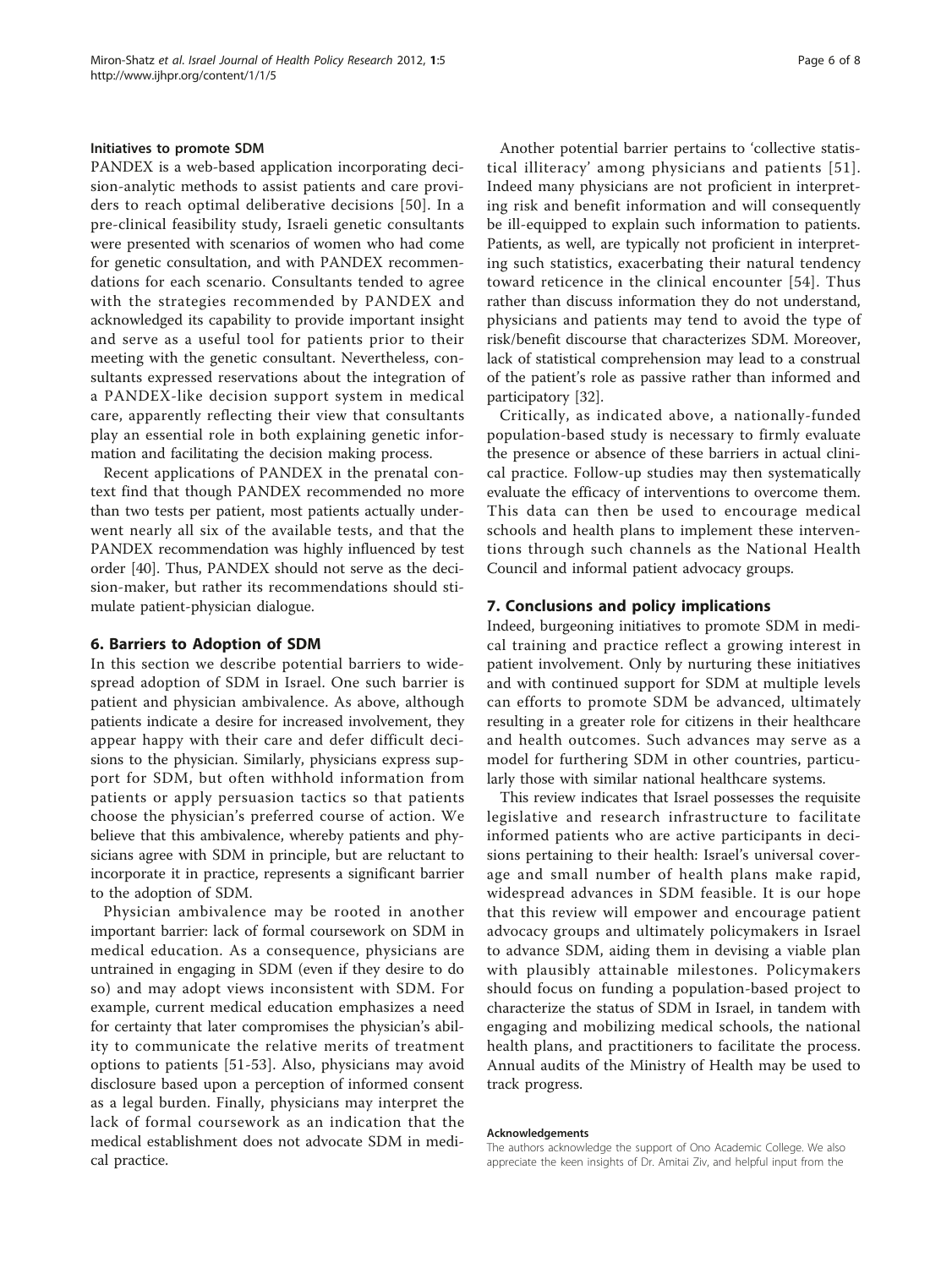### Initiatives to promote SDM

PANDEX is a web-based application incorporating decision-analytic methods to assist patients and care providers to reach optimal deliberative decisions [50]. In a pre-clinical feasibility study, Israeli genetic consultants were presented with scenarios of women who had come for genetic consultation, and with PANDEX recommendations for each scenario. Consultants tended to agree with the strategies recommended by PANDEX and acknowledged its capability to provide important insight and serve as a useful tool for patients prior to their meeting with the genetic consultant. Nevertheless, consultants expressed reservations about the integration of a PANDEX-like decision support system in medical care, apparently reflecting their view that consultants play an essential role in both explaining genetic information and facilitating the decision making process.

Recent applications of PANDEX in the prenatal context find that though PANDEX recommended no more than two tests per patient, most patients actually underwent nearly all six of the available tests, and that the PANDEX recommendation was highly influenced by test order [40]. Thus, PANDEX should not serve as the decision-maker, but rather its recommendations should stimulate patient-physician dialogue.

## 6. Barriers to Adoption of SDM

In this section we describe potential barriers to widespread adoption of SDM in Israel. One such barrier is patient and physician ambivalence. As above, although patients indicate a desire for increased involvement, they appear happy with their care and defer difficult decisions to the physician. Similarly, physicians express support for SDM, but often withhold information from patients or apply persuasion tactics so that patients choose the physician's preferred course of action. We believe that this ambivalence, whereby patients and physicians agree with SDM in principle, but are reluctant to incorporate it in practice, represents a significant barrier to the adoption of SDM.

Physician ambivalence may be rooted in another important barrier: lack of formal coursework on SDM in medical education. As a consequence, physicians are untrained in engaging in SDM (even if they desire to do so) and may adopt views inconsistent with SDM. For example, current medical education emphasizes a need for certainty that later compromises the physician's ability to communicate the relative merits of treatment options to patients [51-53]. Also, physicians may avoid disclosure based upon a perception of informed consent as a legal burden. Finally, physicians may interpret the lack of formal coursework as an indication that the medical establishment does not advocate SDM in medical practice.

Another potential barrier pertains to 'collective statistical illiteracy' among physicians and patients [51]. Indeed many physicians are not proficient in interpreting risk and benefit information and will consequently be ill-equipped to explain such information to patients. Patients, as well, are typically not proficient in interpreting such statistics, exacerbating their natural tendency toward reticence in the clinical encounter [54]. Thus rather than discuss information they do not understand, physicians and patients may tend to avoid the type of risk/benefit discourse that characterizes SDM. Moreover, lack of statistical comprehension may lead to a construal of the patient's role as passive rather than informed and participatory [32].

Critically, as indicated above, a nationally-funded population-based study is necessary to firmly evaluate the presence or absence of these barriers in actual clinical practice. Follow-up studies may then systematically evaluate the efficacy of interventions to overcome them. This data can then be used to encourage medical schools and health plans to implement these interventions through such channels as the National Health Council and informal patient advocacy groups.

## 7. Conclusions and policy implications

Indeed, burgeoning initiatives to promote SDM in medical training and practice reflect a growing interest in patient involvement. Only by nurturing these initiatives and with continued support for SDM at multiple levels can efforts to promote SDM be advanced, ultimately resulting in a greater role for citizens in their healthcare and health outcomes. Such advances may serve as a model for furthering SDM in other countries, particularly those with similar national healthcare systems.

This review indicates that Israel possesses the requisite legislative and research infrastructure to facilitate informed patients who are active participants in decisions pertaining to their health: Israel's universal coverage and small number of health plans make rapid, widespread advances in SDM feasible. It is our hope that this review will empower and encourage patient advocacy groups and ultimately policymakers in Israel to advance SDM, aiding them in devising a viable plan with plausibly attainable milestones. Policymakers should focus on funding a population-based project to characterize the status of SDM in Israel, in tandem with engaging and mobilizing medical schools, the national health plans, and practitioners to facilitate the process. Annual audits of the Ministry of Health may be used to track progress.

#### Acknowledgements

The authors acknowledge the support of Ono Academic College. We also appreciate the keen insights of Dr. Amitai Ziv, and helpful input from the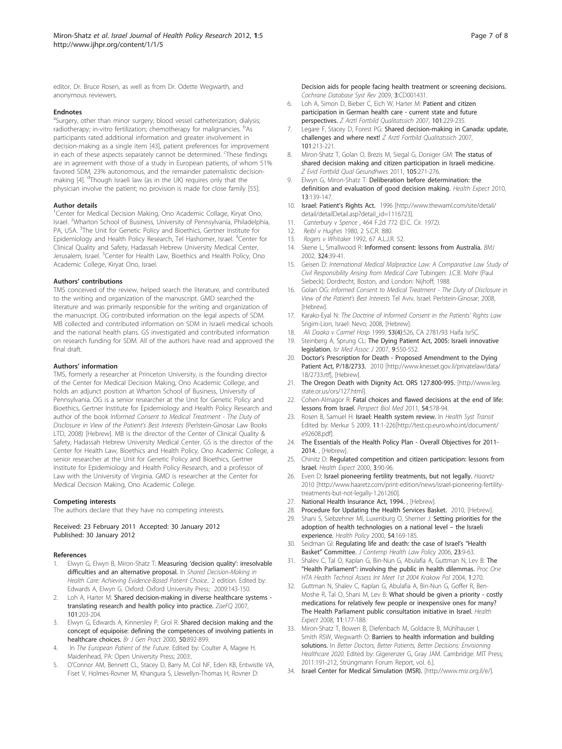editor, Dr. Bruce Rosen, as well as from Dr. Odette Wegwarth, and anonymous reviewers.

### Endnotes

[a]Surgery, other than minor surgery; blood vessel catheterization; dialysis; radiotherapy; in-vitro fertilization; chemotherapy for malignancies. [b]As participants rated additional information and greater involvement in decision-making as a single item [43], patient preferences for improvement in each of these aspects separately cannot be determined. [c]These findings are in agreement with those of a study in European patients, of whom 51% favored SDM, 23% autonomous, and the remainder paternalistic decision-making [4]. [d]Though Israeli law (as in the UK) requires only that the physician involve the patient; no provision is made for close family [55].

### Author details

[1]Center for Medical Decision Making, Ono Academic Collage, Kiryat Ono, Israel. [2]Wharton School of Business, University of Pennsylvania, Philadelphia, PA, USA. [3]The Unit for Genetic Policy and Bioethics, Gertner Institute for Epidemiology and Health Policy Research, Tel Hashomer, Israel. [4]Center for Clinical Quality and Safety, Hadassah Hebrew University Medical Center, Jerusalem, Israel. [5]Center for Health Law, Bioethics and Health Policy, Ono Academic College, Kiryat Ono, Israel.

### Authors' contributions

TMS conceived of the review, helped search the literature, and contributed to the writing and organization of the manuscript. GMD searched the literature and was primarily responsible for the writing and organization of the manuscript. OG contributed information on the legal aspects of SDM. MB collected and contributed information on SDM in Israeli medical schools and the national health plans. GS investigated and contributed information on research funding for SDM. All of the authors have read and approved the final draft.

### Authors' information

TMS, formerly a researcher at Princeton University, is the founding director of the Center for Medical Decision Making, Ono Academic College, and holds an adjunct position at Wharton School of Business, University of Pennsylvania. OG is a senior researcher at the Unit for Genetic Policy and Bioethics, Gertner Institute for Epidemiology and Health Policy Research and author of the book *Informed Consent to Medical Treatment - The Duty of Disclosure in View of the Patient's Best Interests* (Perlstein-Ginosar Law Books LTD, 2008) [Hebrew]. MB is the director of the Center of Clinical Quality & Safety, Hadassah Hebrew University Medical Center. GS is the director of the Center for Health Law, Bioethics and Health Policy, Ono Academic College, a senior researcher at the Unit for Genetic Policy and Bioethics, Gertner Institute for Epidemiology and Health Policy Research, and a professor of Law with the University of Virginia. GMD is researcher at the Center for Medical Decision Making, Ono Academic College.

### Competing interests

The authors declare that they have no competing interests.

Received: 23 February 2011 Accepted: 30 January 2012
Published: 30 January 2012

### References

1. Elwyn G, Elwyn B, Miron-Shatz T: **Measuring 'decision quality': irresolvable difficulties and an alternative proposal.** In *Shared Decision-Making in Health Care: Achieving Evidence-Based Patient Choice.*. 2 edition. Edited by: Edwards A, Elwyn G. Oxford: Oxford University Press; 2009:143-150.
2. Loh A, Harter M: **Shared decision-making in diverse healthcare systems - translating research and health policy into practice.** *ZaeFQ* 2007, **101**:203-204.
3. Elwyn G, Edwards A, Kinnersley P, Grol R: **Shared decision making and the concept of equipoise: defining the competences of involving patients in healthcare choices.** *Br J Gen Pract* 2000, **50**:892-899.
4. In *The European Patient of the Future.* Edited by: Coulter A, Magee H. Maidenhead, PA: Open University Press; 2003:.
5. O'Connor AM, Bennett CL, Stacey D, Barry M, Col NF, Eden KB, Entwistle VA, Fiset V, Holmes-Rovner M, Khangura S, Llewellyn-Thomas H, Rovner D: **Decision aids for people facing health treatment or screening decisions.** *Cochrane Database Syst Rev* 2009, **3**:CD001431.
6. Loh A, Simon D, Bieber C, Eich W, Harter M: **Patient and citizen participation in German health care - current state and future perspectives.** *Z Arztl Fortbild Qualitatssich* 2007, **101**:229-235.
7. Legare F, Stacey D, Forest PG: **Shared decision-making in Canada: update, challenges and where next!** *Z Arztl Fortbild Qualitatssich* 2007, **101**:213-221.
8. Miron-Shatz T, Golan O, Brezis M, Siegal G, Doniger GM: **The status of shared decision making and citizen participation in Israeli medicine.** *Z Evid Fortbild Qual Gesundhwes* 2011, **105**:271-276.
9. Elwyn G, Miron-Shatz T: **Deliberation before determination: the definition and evaluation of good decision making.** *Health Expect* 2010, **13**:139-147.
10. **Israel: Patient's Rights Act.** 1996 [http://www.thewaml.com/site/detail/detail/detailDetail.asp?detail_id=1116723].
11. *Canterbury v Spence* , 464 F.2d 772 (D.C. Cir. 1972).
12. *Reibl v Hughes* 1980, 2 S.C.R. 880.
13. *Rogers v Whitaker* 1992, 67 A.L.J.R. 52.
14. Skene L, Smallwood R: **Informed consent: lessons from Australia.** *BMJ* 2002, **324**:39-41.
15. Geisen D: *International Medical Malpractice Law: A Comparative Law Study of Civil Responsibility Arising from Medical Care* Tubingen: J.C.B. Mohr (Paul Siebeck); Dordrecht, Boston, and London: Nijhoff; 1988.
16. Golan OG: *Informed Consent to Medical Treatment - The Duty of Disclosure in View of the Patient's Best Interests* Tel Aviv, Israel: Perlstein-Ginosar; 2008, [Hebrew].
17. Karako-Eyal N: *The Doctrine of Informed Consent in the Patients' Rights Law* Srigim-Lion, Israel: Nevo; 2008, [Hebrew].
18. *Ali Daaka v Carmel Hosp* 1999, **53(4)**:526, CA 2781/93 Haifa IsrSC.
19. Steinberg A, Sprung CL: **The Dying Patient Act, 2005: Israeli innovative legislation.** *Isr Med Assoc J* 2007, **9**:550-552.
20. **Doctor's Prescription for Death - Proposed Amendment to the Dying Patient Act, P/18/2733.** 2010 [http://www.knesset.gov.il/privatelaw/data/18/2733.rtf], [Hebrew].
21. **The Oregon Death with Dignity Act. ORS 127.800-995.** [http://www.leg.state.or.us/ors/127.html].
22. Cohen-Almagor R: **Fatal choices and flawed decisions at the end of life: lessons from Israel.** *Perspect Biol Med* 2011, **54**:578-94.
23. Rosen B, Samuel H: **Israel: Health system review.** In *Health Syst Transit* Edited by: Merkur S 2009, **11**:1-226[http://test.cp.euro.who.int/document/e92608.pdf].
24. **The Essentials of the Health Policy Plan - Overall Objectives for 2011-2014.** , [Hebrew].
25. Chinitz D: **Regulated competition and citizen participation: lessons from Israel.** *Health Expect* 2000, **3**:90-96.
26. Even D: **Israel pioneering fertility treatments, but not legally.** *Haaretz* 2010 [http://www.haaretz.com/print-edition/news/israel-pioneering-fertility-treatments-but-not-legally-1.261260].
27. **National Health Insurance Act, 1994.** , [Hebrew].
28. **Procedure for Updating the Health Services Basket.** 2010, [Hebrew].
29. Shani S, Siebzehner MI, Luxenburg O, Shemer J: **Setting priorities for the adoption of health technologies on a national level – the Israeli experience.** *Health Policy* 2000, **54**:169-185.
30. Seidman GI: **Regulating life and death: the case of Israel's "Health Basket" Committee.** *J Contemp Health Law Policy* 2006, **23**:9-63.
31. Shalev C, Tal O, Kaplan G, Bin-Nun G, Abulafia A, Guttman N, Lev B: **The "Health Parliament": involving the public in health dilemmas.** *Proc One HTA Health Technol Assess Int Meet 1st 2004 Krakow Pol* 2004, **1**:270.
32. Guttman N, Shalev C, Kaplan G, Abulafia A, Bin-Nun G, Goffer R, Ben-Moshe R, Tal O, Shani M, Lev B: **What should be given a priority - costly medications for relatively few people or inexpensive ones for many? The Health Parliament public consultation initiative in Israel.** *Health Expect* 2008, **11**:177-188.
33. Miron-Shatz T, Bowen B, Diefenbach M, Goldacre B, Mühlhauser I, Smith RSW, Wegwarth O: **Barriers to health information and building solutions.** In *Better Doctors, Better Patients, Better Decisions: Envisioning Healthcare 2020.* Edited by: Gigerenzer G, Gray JAM. Cambridge: MIT Press; 2011:191-212, Strüngmann Forum Report, vol. 6.].
34. **Israel Center for Medical Simulation (MSR).** [http://www.msr.org.il/e/].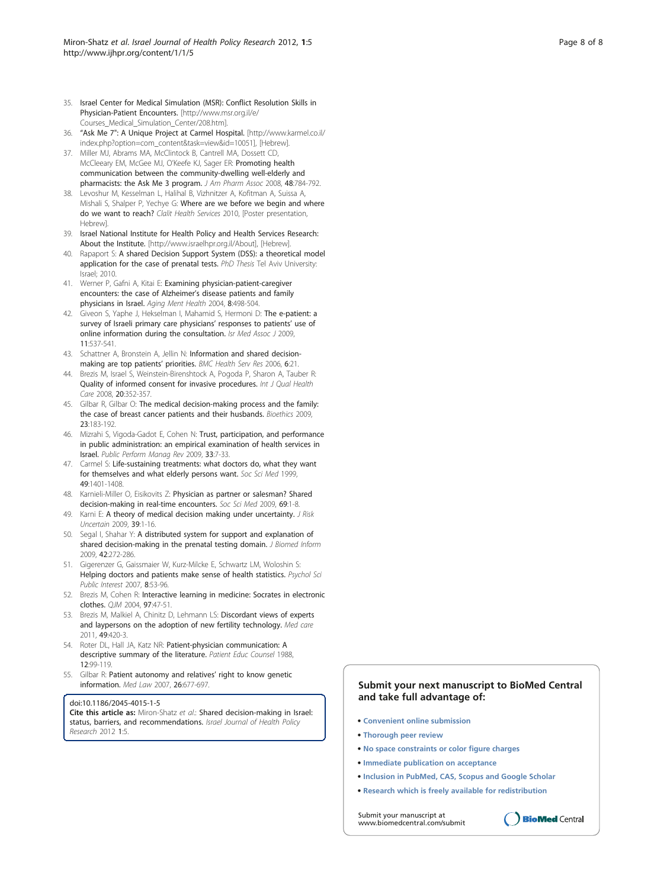35. Israel Center for Medical Simulation (MSR): Conflict Resolution Skills in Physician-Patient Encounters. [http://www.msr.org.il/e/Courses_Medical_Simulation_Center/208.htm].
36. "Ask Me 7": A Unique Project at Carmel Hospital. [http://www.karmel.co.il/index.php?option=com_content&task=view&id=10051], [Hebrew].
37. Miller MJ, Abrams MA, McClintock B, Cantrell MA, Dossett CD, McCleeary EM, McGee MJ, O'Keefe KJ, Sager ER: **Promoting health communication between the community-dwelling well-elderly and pharmacists: the Ask Me 3 program.** *J Am Pharm Assoc* 2008, **48**:784-792.
38. Levoshur M, Kesselman L, Halihal B, Vizhnitzer A, Kofitman A, Suissa A, Mishali S, Shalper P, Yechye G: **Where are we before we begin and where do we want to reach?** *Clalit Health Services* 2010, [Poster presentation, Hebrew].
39. Israel National Institute for Health Policy and Health Services Research: About the Institute. [http://www.israelhpr.org.il/About], [Hebrew].
40. Rapaport S: **A shared Decision Support System (DSS): a theoretical model application for the case of prenatal tests.** *PhD Thesis* Tel Aviv University: Israel; 2010.
41. Werner P, Gafni A, Kitai E: **Examining physician-patient-caregiver encounters: the case of Alzheimer's disease patients and family physicians in Israel.** *Aging Ment Health* 2004, **8**:498-504.
42. Giveon S, Yaphe J, Hekselman I, Mahamid S, Hermoni D: **The e-patient: a survey of Israeli primary care physicians' responses to patients' use of online information during the consultation.** *Isr Med Assoc J* 2009, **11**:537-541.
43. Schattner A, Bronstein A, Jellin N: **Information and shared decision-making are top patients' priorities.** *BMC Health Serv Res* 2006, **6**:21.
44. Brezis M, Israel S, Weinstein-Birenshtock A, Pogoda P, Sharon A, Tauber R: **Quality of informed consent for invasive procedures.** *Int J Qual Health Care* 2008, **20**:352-357.
45. Gilbar R, Gilbar O: **The medical decision-making process and the family: the case of breast cancer patients and their husbands.** *Bioethics* 2009, **23**:183-192.
46. Mizrahi S, Vigoda-Gadot E, Cohen N: **Trust, participation, and performance in public administration: an empirical examination of health services in Israel.** *Public Perform Manag Rev* 2009, **33**:7-33.
47. Carmel S: **Life-sustaining treatments: what doctors do, what they want for themselves and what elderly persons want.** *Soc Sci Med* 1999, **49**:1401-1408.
48. Karnieli-Miller O, Eisikovits Z: **Physician as partner or salesman? Shared decision-making in real-time encounters.** *Soc Sci Med* 2009, **69**:1-8.
49. Karni E: **A theory of medical decision making under uncertainty.** *J Risk Uncertain* 2009, **39**:1-16.
50. Segal I, Shahar Y: **A distributed system for support and explanation of shared decision-making in the prenatal testing domain.** *J Biomed Inform* 2009, **42**:272-286.
51. Gigerenzer G, Gaissmaier W, Kurz-Milcke E, Schwartz LM, Woloshin S: **Helping doctors and patients make sense of health statistics.** *Psychol Sci Public Interest* 2007, **8**:53-96.
52. Brezis M, Cohen R: **Interactive learning in medicine: Socrates in electronic clothes.** *QJM* 2004, **97**:47-51.
53. Brezis M, Malkiel A, Chinitz D, Lehmann LS: **Discordant views of experts and laypersons on the adoption of new fertility technology.** *Med care* 2011, **49**:420-3.
54. Roter DL, Hall JA, Katz NR: **Patient-physician communication: A descriptive summary of the literature.** *Patient Educ Counsel* 1988, **12**:99-119.
55. Gilbar R: **Patient autonomy and relatives' right to know genetic information.** *Med Law* 2007, **26**:677-697.

doi:10.1186/2045-4015-1-5
**Cite this article as:** Miron-Shatz *et al.*: Shared decision-making in Israel: status, barriers, and recommendations. *Israel Journal of Health Policy Research* 2012 **1**:5.

**Submit your next manuscript to BioMed Central and take full advantage of:**

- Convenient online submission
- Thorough peer review
- No space constraints or color figure charges
- Immediate publication on acceptance
- Inclusion in PubMed, CAS, Scopus and Google Scholar
- Research which is freely available for redistribution

Submit your manuscript at www.biomedcentral.com/submit

BioMed Central